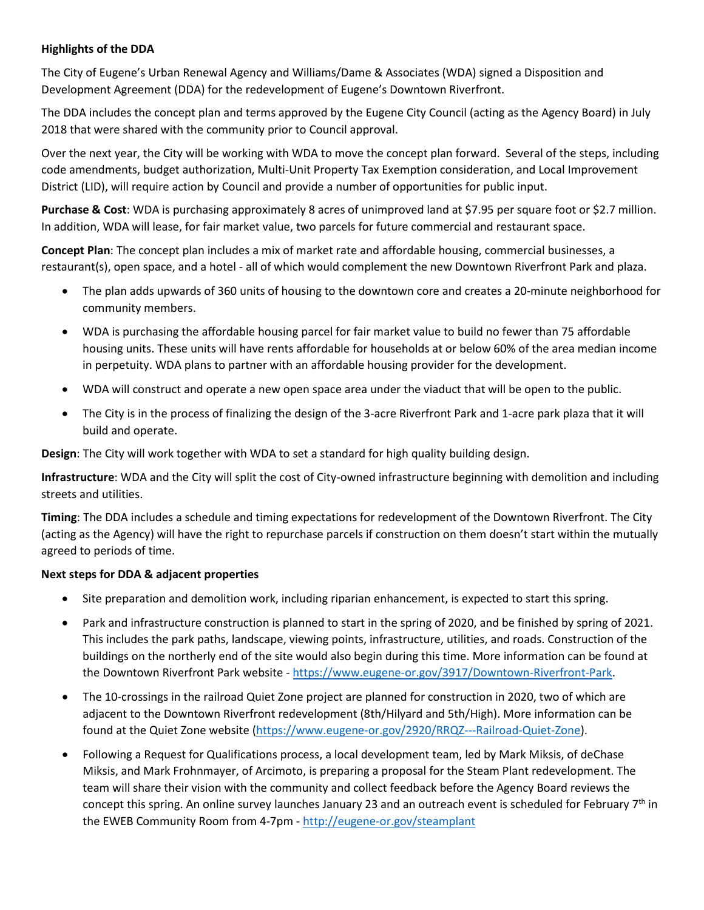**Highlights of the DDA**

The City of Eugene's Urban Renewal Agency and Williams/Dame & Associates (WDA) signed a Disposition and Development Agreement (DDA) for the redevelopment of Eugene's Downtown Riverfront.

The DDA includes the concept plan and terms approved by the Eugene City Council (acting as the Agency Board) in July 2018 that were shared with the community prior to Council approval.

Over the next year, the City will be working with WDA to move the concept plan forward. Several of the steps, including code amendments, budget authorization, Multi-Unit Property Tax Exemption consideration, and Local Improvement District (LID), will require action by Council and provide a number of opportunities for public input.

**Purchase & Cost**: WDA is purchasing approximately 8 acres of unimproved land at $7.95 per square foot or $2.7 million. In addition, WDA will lease, for fair market value, two parcels for future commercial and restaurant space.

**Concept Plan**: The concept plan includes a mix of market rate and affordable housing, commercial businesses, a restaurant(s), open space, and a hotel - all of which would complement the new Downtown Riverfront Park and plaza.

- The plan adds upwards of 360 units of housing to the downtown core and creates a 20-minute neighborhood for community members.
- WDA is purchasing the affordable housing parcel for fair market value to build no fewer than 75 affordable housing units. These units will have rents affordable for households at or below 60% of the area median income in perpetuity. WDA plans to partner with an affordable housing provider for the development.
- WDA will construct and operate a new open space area under the viaduct that will be open to the public.
- The City is in the process of finalizing the design of the 3-acre Riverfront Park and 1-acre park plaza that it will build and operate.

**Design**: The City will work together with WDA to set a standard for high quality building design.

**Infrastructure**: WDA and the City will split the cost of City-owned infrastructure beginning with demolition and including streets and utilities.

**Timing**: The DDA includes a schedule and timing expectations for redevelopment of the Downtown Riverfront. The City (acting as the Agency) will have the right to repurchase parcels if construction on them doesn't start within the mutually agreed to periods of time.

**Next steps for DDA & adjacent properties**

- Site preparation and demolition work, including riparian enhancement, is expected to start this spring.
- Park and infrastructure construction is planned to start in the spring of 2020, and be finished by spring of 2021. This includes the park paths, landscape, viewing points, infrastructure, utilities, and roads. Construction of the buildings on the northerly end of the site would also begin during this time. More information can be found at the Downtown Riverfront Park website - https://www.eugene-or.gov/3917/Downtown-Riverfront-Park.
- The 10-crossings in the railroad Quiet Zone project are planned for construction in 2020, two of which are adjacent to the Downtown Riverfront redevelopment (8th/Hilyard and 5th/High). More information can be found at the Quiet Zone website (https://www.eugene-or.gov/2920/RRQZ---Railroad-Quiet-Zone).
- Following a Request for Qualifications process, a local development team, led by Mark Miksis, of deChase Miksis, and Mark Frohnmayer, of Arcimoto, is preparing a proposal for the Steam Plant redevelopment. The team will share their vision with the community and collect feedback before the Agency Board reviews the concept this spring. An online survey launches January 23 and an outreach event is scheduled for February 7th in the EWEB Community Room from 4-7pm - http://eugene-or.gov/steamplant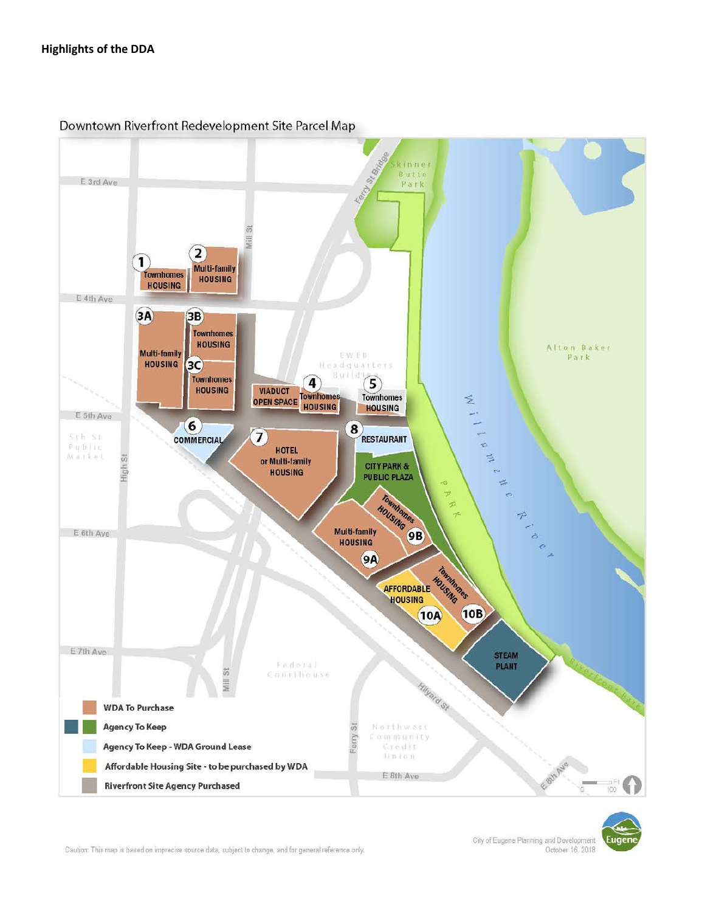**Highlights of the DDA**

Downtown Riverfront Redevelopment Site Parcel Map

E 3rd Ave
E 4th Ave
E 5th Ave
E 6th Ave
E 7th Ave
E 8th Ave
Mill St
High St
Ferry St
Ferry St Bridge
Hilyard St
E 8th Ave

Skinner Butte Park
Alton Baker Park
Willamette River
PARK
Riverfront Park
EWEB Headquarters Building
5th St Public Market
Federal Courthouse
Northwest Community Credit Union

1 Townhomes HOUSING
2 Multi-family HOUSING
3A Multi-family HOUSING
3B Townhomes HOUSING
3C Townhomes HOUSING
VIADUCT OPEN SPACE
4 Townhomes HOUSING
5 Townhomes HOUSING
6 COMMERCIAL
7 HOTEL or Multi-family HOUSING
8 RESTAURANT
CITY PARK & PUBLIC PLAZA
9A Multi-family HOUSING
9B Townhomes HOUSING
10A AFFORDABLE HOUSING
10B Townhomes HOUSING
STEAM PLANT

- WDA To Purchase
- Agency To Keep
- Agency To Keep - WDA Ground Lease
- Affordable Housing Site - to be purchased by WDA
- Riverfront Site Agency Purchased

0 100 Ft

Caution: This map is based on imprecise source data, subject to change, and for general reference only.

City of Eugene Planning and Development
October 16, 2018

Eugene